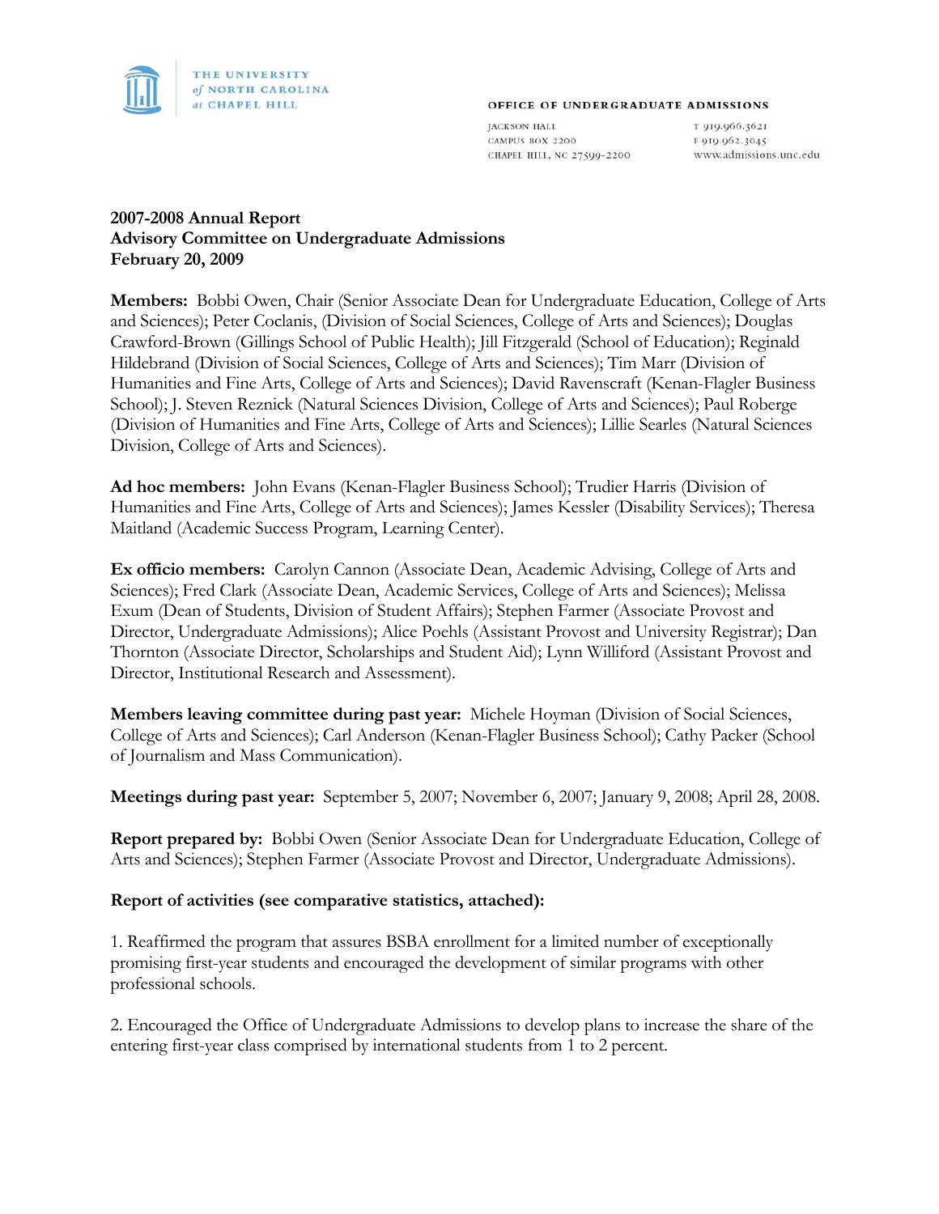THE UNIVERSITY *of* NORTH CAROLINA *at* CHAPEL HILL

OFFICE OF UNDERGRADUATE ADMISSIONS

JACKSON HALL
CAMPUS BOX 2200
CHAPEL HILL, NC 27599-2200

T 919.966.3621
F 919.962.3045
www.admissions.unc.edu

**2007-2008 Annual Report**
**Advisory Committee on Undergraduate Admissions**
**February 20, 2009**

**Members:** Bobbi Owen, Chair (Senior Associate Dean for Undergraduate Education, College of Arts and Sciences); Peter Coclanis, (Division of Social Sciences, College of Arts and Sciences); Douglas Crawford-Brown (Gillings School of Public Health); Jill Fitzgerald (School of Education); Reginald Hildebrand (Division of Social Sciences, College of Arts and Sciences); Tim Marr (Division of Humanities and Fine Arts, College of Arts and Sciences); David Ravenscraft (Kenan-Flagler Business School); J. Steven Reznick (Natural Sciences Division, College of Arts and Sciences); Paul Roberge (Division of Humanities and Fine Arts, College of Arts and Sciences); Lillie Searles (Natural Sciences Division, College of Arts and Sciences).

**Ad hoc members:** John Evans (Kenan-Flagler Business School); Trudier Harris (Division of Humanities and Fine Arts, College of Arts and Sciences); James Kessler (Disability Services); Theresa Maitland (Academic Success Program, Learning Center).

**Ex officio members:** Carolyn Cannon (Associate Dean, Academic Advising, College of Arts and Sciences); Fred Clark (Associate Dean, Academic Services, College of Arts and Sciences); Melissa Exum (Dean of Students, Division of Student Affairs); Stephen Farmer (Associate Provost and Director, Undergraduate Admissions); Alice Poehls (Assistant Provost and University Registrar); Dan Thornton (Associate Director, Scholarships and Student Aid); Lynn Williford (Assistant Provost and Director, Institutional Research and Assessment).

**Members leaving committee during past year:** Michele Hoyman (Division of Social Sciences, College of Arts and Sciences); Carl Anderson (Kenan-Flagler Business School); Cathy Packer (School of Journalism and Mass Communication).

**Meetings during past year:** September 5, 2007; November 6, 2007; January 9, 2008; April 28, 2008.

**Report prepared by:** Bobbi Owen (Senior Associate Dean for Undergraduate Education, College of Arts and Sciences); Stephen Farmer (Associate Provost and Director, Undergraduate Admissions).

**Report of activities (see comparative statistics, attached):**

1. Reaffirmed the program that assures BSBA enrollment for a limited number of exceptionally promising first-year students and encouraged the development of similar programs with other professional schools.

2. Encouraged the Office of Undergraduate Admissions to develop plans to increase the share of the entering first-year class comprised by international students from 1 to 2 percent.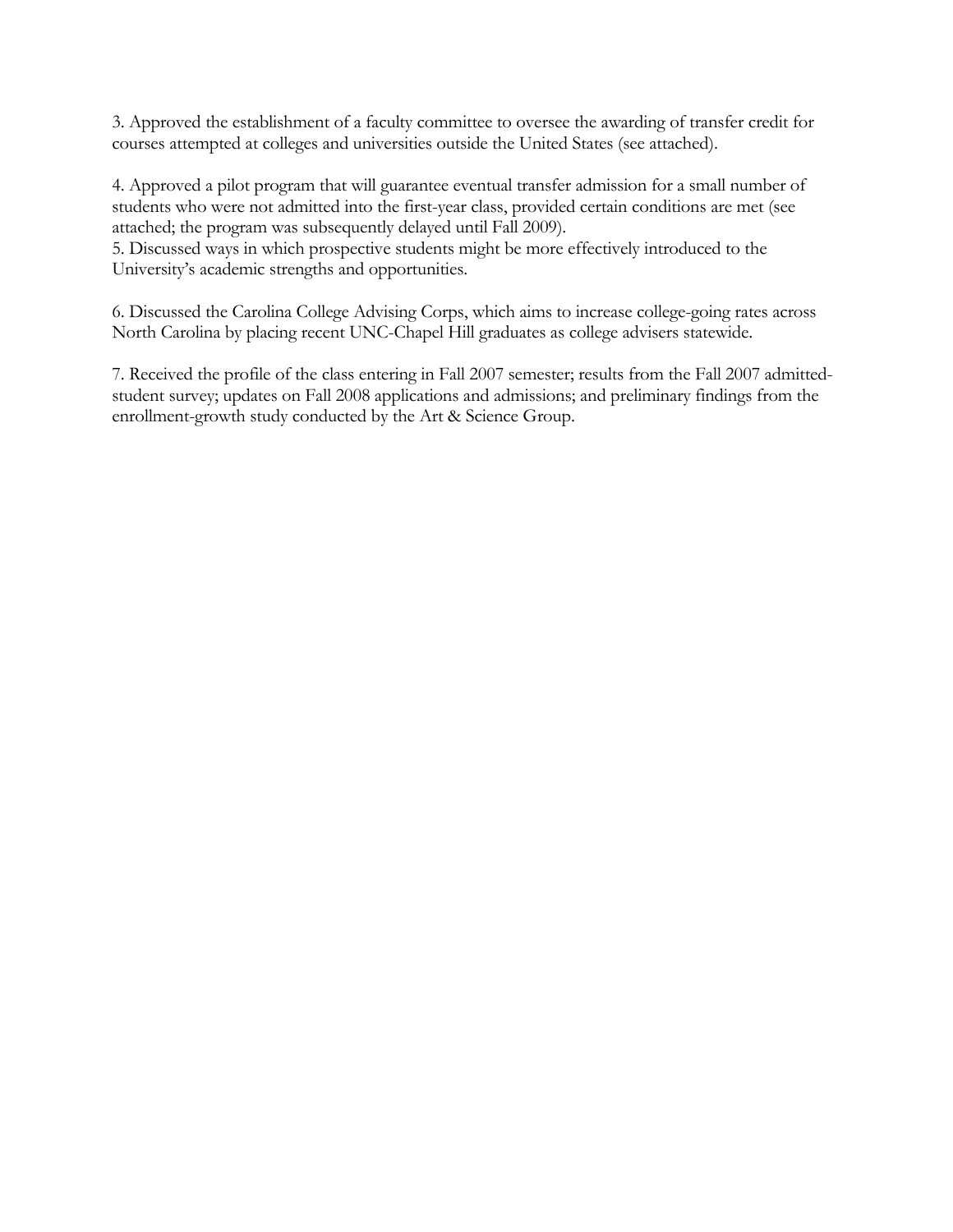3. Approved the establishment of a faculty committee to oversee the awarding of transfer credit for courses attempted at colleges and universities outside the United States (see attached).

4. Approved a pilot program that will guarantee eventual transfer admission for a small number of students who were not admitted into the first-year class, provided certain conditions are met (see attached; the program was subsequently delayed until Fall 2009).

5. Discussed ways in which prospective students might be more effectively introduced to the University's academic strengths and opportunities.

6. Discussed the Carolina College Advising Corps, which aims to increase college-going rates across North Carolina by placing recent UNC-Chapel Hill graduates as college advisers statewide.

7. Received the profile of the class entering in Fall 2007 semester; results from the Fall 2007 admitted-student survey; updates on Fall 2008 applications and admissions; and preliminary findings from the enrollment-growth study conducted by the Art & Science Group.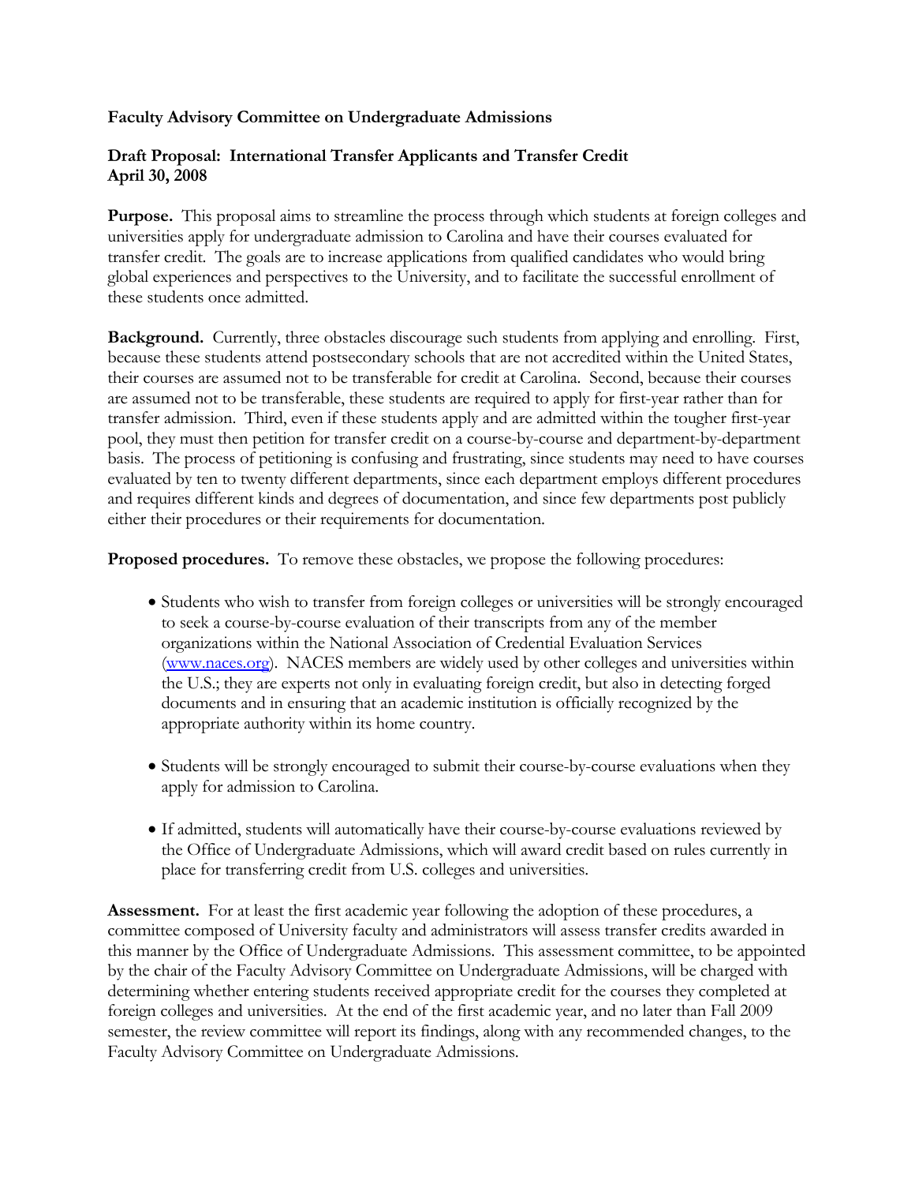**Faculty Advisory Committee on Undergraduate Admissions**

**Draft Proposal: International Transfer Applicants and Transfer Credit**
**April 30, 2008**

**Purpose.** This proposal aims to streamline the process through which students at foreign colleges and universities apply for undergraduate admission to Carolina and have their courses evaluated for transfer credit. The goals are to increase applications from qualified candidates who would bring global experiences and perspectives to the University, and to facilitate the successful enrollment of these students once admitted.

**Background.** Currently, three obstacles discourage such students from applying and enrolling. First, because these students attend postsecondary schools that are not accredited within the United States, their courses are assumed not to be transferable for credit at Carolina. Second, because their courses are assumed not to be transferable, these students are required to apply for first-year rather than for transfer admission. Third, even if these students apply and are admitted within the tougher first-year pool, they must then petition for transfer credit on a course-by-course and department-by-department basis. The process of petitioning is confusing and frustrating, since students may need to have courses evaluated by ten to twenty different departments, since each department employs different procedures and requires different kinds and degrees of documentation, and since few departments post publicly either their procedures or their requirements for documentation.

**Proposed procedures.** To remove these obstacles, we propose the following procedures:

- Students who wish to transfer from foreign colleges or universities will be strongly encouraged to seek a course-by-course evaluation of their transcripts from any of the member organizations within the National Association of Credential Evaluation Services (www.naces.org). NACES members are widely used by other colleges and universities within the U.S.; they are experts not only in evaluating foreign credit, but also in detecting forged documents and in ensuring that an academic institution is officially recognized by the appropriate authority within its home country.

- Students will be strongly encouraged to submit their course-by-course evaluations when they apply for admission to Carolina.

- If admitted, students will automatically have their course-by-course evaluations reviewed by the Office of Undergraduate Admissions, which will award credit based on rules currently in place for transferring credit from U.S. colleges and universities.

**Assessment.** For at least the first academic year following the adoption of these procedures, a committee composed of University faculty and administrators will assess transfer credits awarded in this manner by the Office of Undergraduate Admissions. This assessment committee, to be appointed by the chair of the Faculty Advisory Committee on Undergraduate Admissions, will be charged with determining whether entering students received appropriate credit for the courses they completed at foreign colleges and universities. At the end of the first academic year, and no later than Fall 2009 semester, the review committee will report its findings, along with any recommended changes, to the Faculty Advisory Committee on Undergraduate Admissions.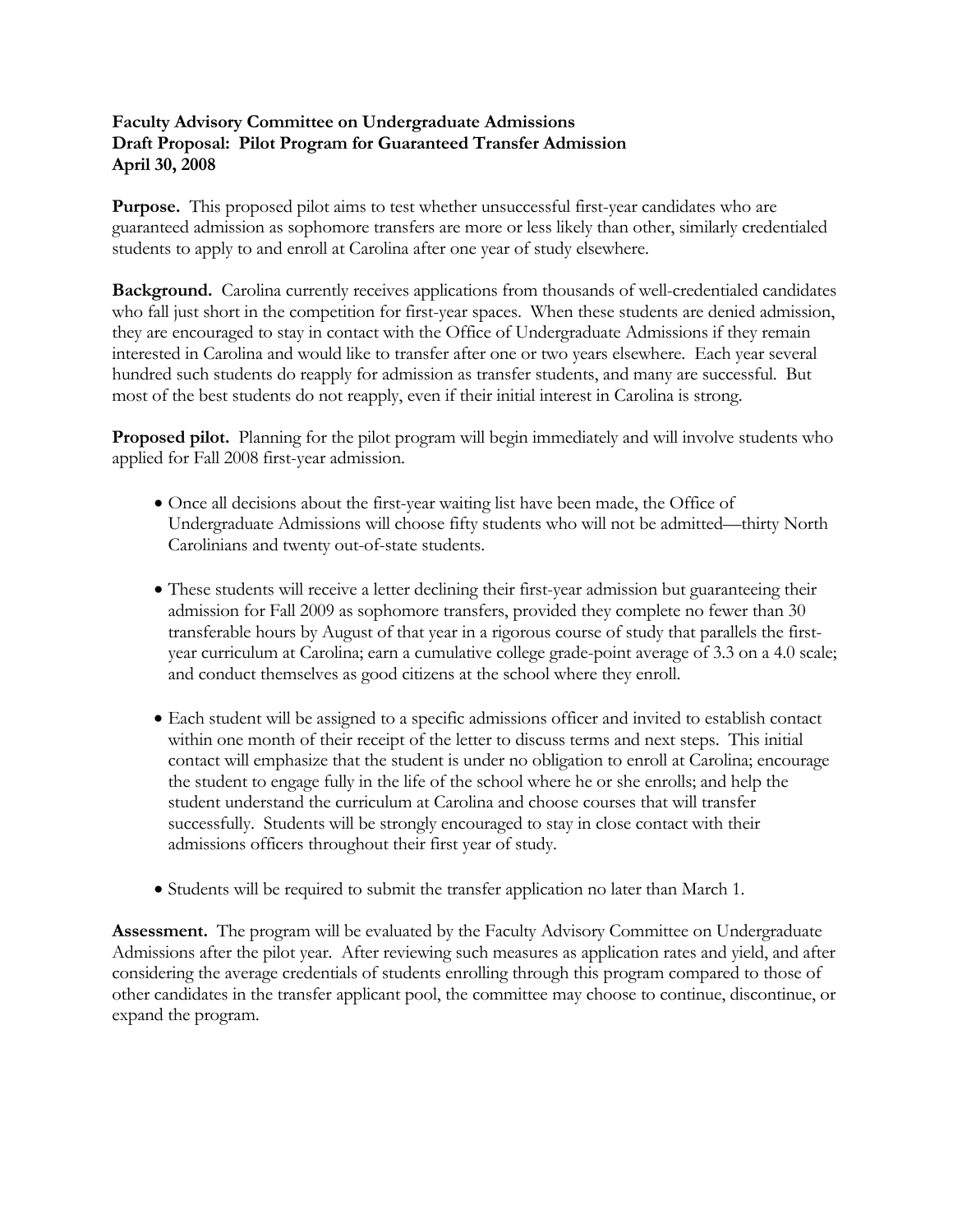**Faculty Advisory Committee on Undergraduate Admissions**
**Draft Proposal: Pilot Program for Guaranteed Transfer Admission**
**April 30, 2008**

**Purpose.** This proposed pilot aims to test whether unsuccessful first-year candidates who are guaranteed admission as sophomore transfers are more or less likely than other, similarly credentialed students to apply to and enroll at Carolina after one year of study elsewhere.

**Background.** Carolina currently receives applications from thousands of well-credentialed candidates who fall just short in the competition for first-year spaces. When these students are denied admission, they are encouraged to stay in contact with the Office of Undergraduate Admissions if they remain interested in Carolina and would like to transfer after one or two years elsewhere. Each year several hundred such students do reapply for admission as transfer students, and many are successful. But most of the best students do not reapply, even if their initial interest in Carolina is strong.

**Proposed pilot.** Planning for the pilot program will begin immediately and will involve students who applied for Fall 2008 first-year admission.

- Once all decisions about the first-year waiting list have been made, the Office of Undergraduate Admissions will choose fifty students who will not be admitted—thirty North Carolinians and twenty out-of-state students.

- These students will receive a letter declining their first-year admission but guaranteeing their admission for Fall 2009 as sophomore transfers, provided they complete no fewer than 30 transferable hours by August of that year in a rigorous course of study that parallels the first-year curriculum at Carolina; earn a cumulative college grade-point average of 3.3 on a 4.0 scale; and conduct themselves as good citizens at the school where they enroll.

- Each student will be assigned to a specific admissions officer and invited to establish contact within one month of their receipt of the letter to discuss terms and next steps. This initial contact will emphasize that the student is under no obligation to enroll at Carolina; encourage the student to engage fully in the life of the school where he or she enrolls; and help the student understand the curriculum at Carolina and choose courses that will transfer successfully. Students will be strongly encouraged to stay in close contact with their admissions officers throughout their first year of study.

- Students will be required to submit the transfer application no later than March 1.

**Assessment.** The program will be evaluated by the Faculty Advisory Committee on Undergraduate Admissions after the pilot year. After reviewing such measures as application rates and yield, and after considering the average credentials of students enrolling through this program compared to those of other candidates in the transfer applicant pool, the committee may choose to continue, discontinue, or expand the program.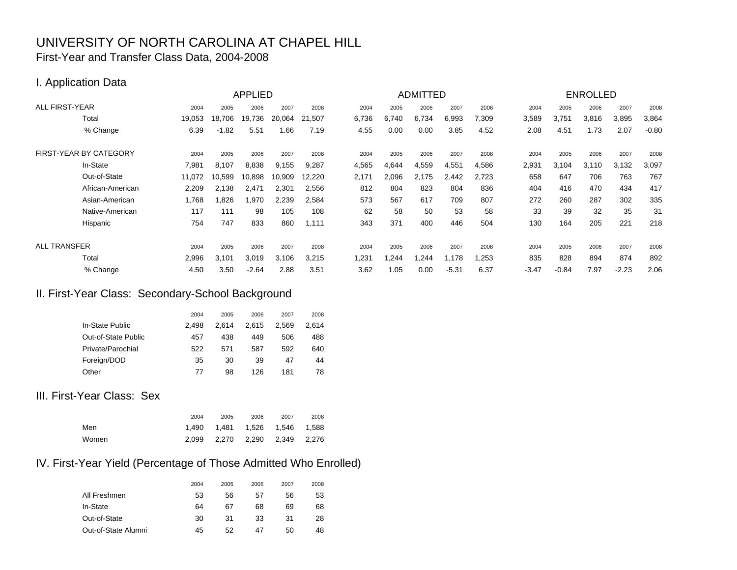# UNIVERSITY OF NORTH CAROLINA AT CHAPEL HILL

First-Year and Transfer Class Data, 2004-2008

## I. Application Data

| | APPLIED | | | | | ADMITTED | | | | | ENROLLED | | | | |
|---|---|---|---|---|---|---|---|---|---|---|---|---|---|---|---|
| **ALL FIRST-YEAR** | 2004 | 2005 | 2006 | 2007 | 2008 | 2004 | 2005 | 2006 | 2007 | 2008 | 2004 | 2005 | 2006 | 2007 | 2008 |
| Total | 19,053 | 18,706 | 19,736 | 20,064 | 21,507 | 6,736 | 6,740 | 6,734 | 6,993 | 7,309 | 3,589 | 3,751 | 3,816 | 3,895 | 3,864 |
| % Change | 6.39 | -1.82 | 5.51 | 1.66 | 7.19 | 4.55 | 0.00 | 0.00 | 3.85 | 4.52 | 2.08 | 4.51 | 1.73 | 2.07 | -0.80 |
| **FIRST-YEAR BY CATEGORY** | 2004 | 2005 | 2006 | 2007 | 2008 | 2004 | 2005 | 2006 | 2007 | 2008 | 2004 | 2005 | 2006 | 2007 | 2008 |
| In-State | 7,981 | 8,107 | 8,838 | 9,155 | 9,287 | 4,565 | 4,644 | 4,559 | 4,551 | 4,586 | 2,931 | 3,104 | 3,110 | 3,132 | 3,097 |
| Out-of-State | 11,072 | 10,599 | 10,898 | 10,909 | 12,220 | 2,171 | 2,096 | 2,175 | 2,442 | 2,723 | 658 | 647 | 706 | 763 | 767 |
| African-American | 2,209 | 2,138 | 2,471 | 2,301 | 2,556 | 812 | 804 | 823 | 804 | 836 | 404 | 416 | 470 | 434 | 417 |
| Asian-American | 1,768 | 1,826 | 1,970 | 2,239 | 2,584 | 573 | 567 | 617 | 709 | 807 | 272 | 260 | 287 | 302 | 335 |
| Native-American | 117 | 111 | 98 | 105 | 108 | 62 | 58 | 50 | 53 | 58 | 33 | 39 | 32 | 35 | 31 |
| Hispanic | 754 | 747 | 833 | 860 | 1,111 | 343 | 371 | 400 | 446 | 504 | 130 | 164 | 205 | 221 | 218 |
| **ALL TRANSFER** | 2004 | 2005 | 2006 | 2007 | 2008 | 2004 | 2005 | 2006 | 2007 | 2008 | 2004 | 2005 | 2006 | 2007 | 2008 |
| Total | 2,996 | 3,101 | 3,019 | 3,106 | 3,215 | 1,231 | 1,244 | 1,244 | 1,178 | 1,253 | 835 | 828 | 894 | 874 | 892 |
| % Change | 4.50 | 3.50 | -2.64 | 2.88 | 3.51 | 3.62 | 1.05 | 0.00 | -5.31 | 6.37 | -3.47 | -0.84 | 7.97 | -2.23 | 2.06 |

## II. First-Year Class: Secondary-School Background

| | 2004 | 2005 | 2006 | 2007 | 2008 |
|---|---|---|---|---|---|
| In-State Public | 2,498 | 2,614 | 2,615 | 2,569 | 2,614 |
| Out-of-State Public | 457 | 438 | 449 | 506 | 488 |
| Private/Parochial | 522 | 571 | 587 | 592 | 640 |
| Foreign/DOD | 35 | 30 | 39 | 47 | 44 |
| Other | 77 | 98 | 126 | 181 | 78 |

## III. First-Year Class: Sex

| | 2004 | 2005 | 2006 | 2007 | 2008 |
|---|---|---|---|---|---|
| Men | 1,490 | 1,481 | 1,526 | 1,546 | 1,588 |
| Women | 2,099 | 2,270 | 2,290 | 2,349 | 2,276 |

## IV. First-Year Yield (Percentage of Those Admitted Who Enrolled)

| | 2004 | 2005 | 2006 | 2007 | 2008 |
|---|---|---|---|---|---|
| All Freshmen | 53 | 56 | 57 | 56 | 53 |
| In-State | 64 | 67 | 68 | 69 | 68 |
| Out-of-State | 30 | 31 | 33 | 31 | 28 |
| Out-of-State Alumni | 45 | 52 | 47 | 50 | 48 |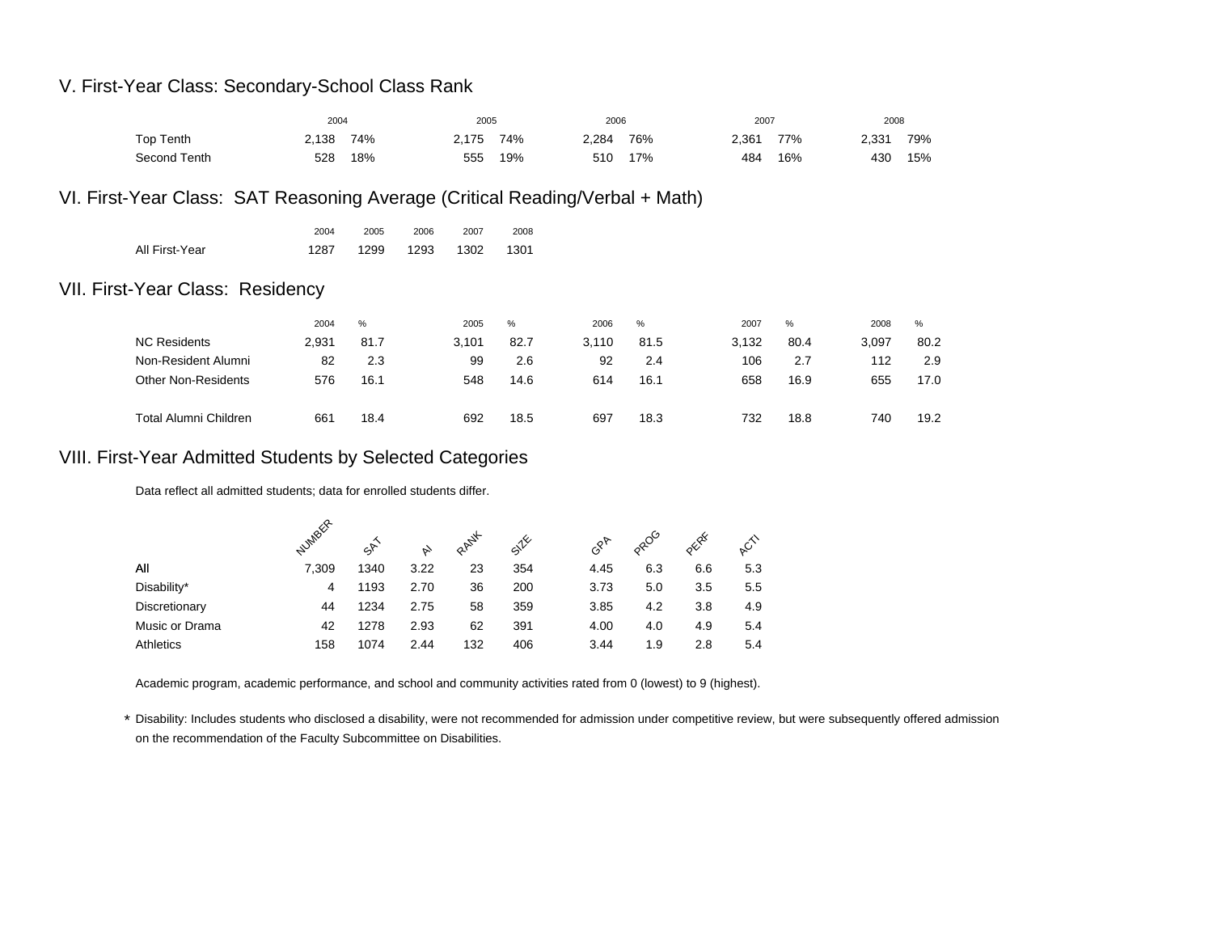## V. First-Year Class: Secondary-School Class Rank

| | 2004 | | 2005 | | 2006 | | 2007 | | 2008 | |
|---|---|---|---|---|---|---|---|---|---|---|
| Top Tenth | 2,138 | 74% | 2,175 | 74% | 2,284 | 76% | 2,361 | 77% | 2,331 | 79% |
| Second Tenth | 528 | 18% | 555 | 19% | 510 | 17% | 484 | 16% | 430 | 15% |

## VI. First-Year Class: SAT Reasoning Average (Critical Reading/Verbal + Math)

| | 2004 | 2005 | 2006 | 2007 | 2008 |
|---|---|---|---|---|---|
| All First-Year | 1287 | 1299 | 1293 | 1302 | 1301 |

## VII. First-Year Class: Residency

| | 2004 | % | 2005 | % | 2006 | % | 2007 | % | 2008 | % |
|---|---|---|---|---|---|---|---|---|---|---|
| NC Residents | 2,931 | 81.7 | 3,101 | 82.7 | 3,110 | 81.5 | 3,132 | 80.4 | 3,097 | 80.2 |
| Non-Resident Alumni | 82 | 2.3 | 99 | 2.6 | 92 | 2.4 | 106 | 2.7 | 112 | 2.9 |
| Other Non-Residents | 576 | 16.1 | 548 | 14.6 | 614 | 16.1 | 658 | 16.9 | 655 | 17.0 |
| | | | | | | | | | | |
| Total Alumni Children | 661 | 18.4 | 692 | 18.5 | 697 | 18.3 | 732 | 18.8 | 740 | 19.2 |

## VIII. First-Year Admitted Students by Selected Categories

Data reflect all admitted students; data for enrolled students differ.

| | NUMBER | SAT | AI | RANK | SIZE | GPA | PROG | PERF | ACTI |
|---|---|---|---|---|---|---|---|---|---|
| All | 7,309 | 1340 | 3.22 | 23 | 354 | 4.45 | 6.3 | 6.6 | 5.3 |
| Disability* | 4 | 1193 | 2.70 | 36 | 200 | 3.73 | 5.0 | 3.5 | 5.5 |
| Discretionary | 44 | 1234 | 2.75 | 58 | 359 | 3.85 | 4.2 | 3.8 | 4.9 |
| Music or Drama | 42 | 1278 | 2.93 | 62 | 391 | 4.00 | 4.0 | 4.9 | 5.4 |
| Athletics | 158 | 1074 | 2.44 | 132 | 406 | 3.44 | 1.9 | 2.8 | 5.4 |

Academic program, academic performance, and school and community activities rated from 0 (lowest) to 9 (highest).

* Disability: Includes students who disclosed a disability, were not recommended for admission under competitive review, but were subsequently offered admission on the recommendation of the Faculty Subcommittee on Disabilities.